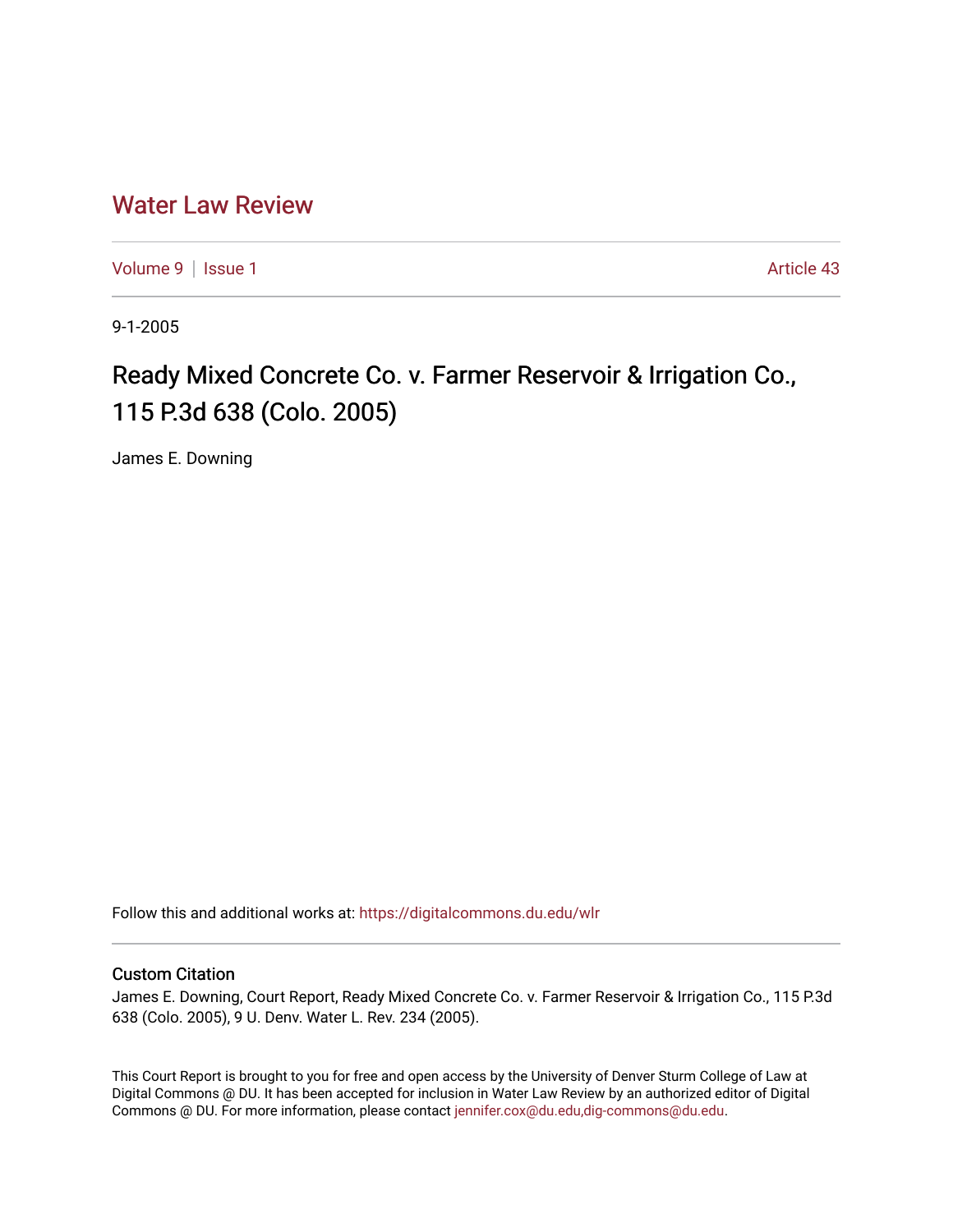# Water Law Review

Volume 9 | Issue 1 Article 43

9-1-2005

## Ready Mixed Concrete Co. v. Farmer Reservoir & Irrigation Co., 115 P.3d 638 (Colo. 2005)

James E. Downing

Follow this and additional works at: https://digitalcommons.du.edu/wlr

### Custom Citation

James E. Downing, Court Report, Ready Mixed Concrete Co. v. Farmer Reservoir & Irrigation Co., 115 P.3d 638 (Colo. 2005), 9 U. Denv. Water L. Rev. 234 (2005).

This Court Report is brought to you for free and open access by the University of Denver Sturm College of Law at Digital Commons @ DU. It has been accepted for inclusion in Water Law Review by an authorized editor of Digital Commons @ DU. For more information, please contact jennifer.cox@du.edu,dig-commons@du.edu.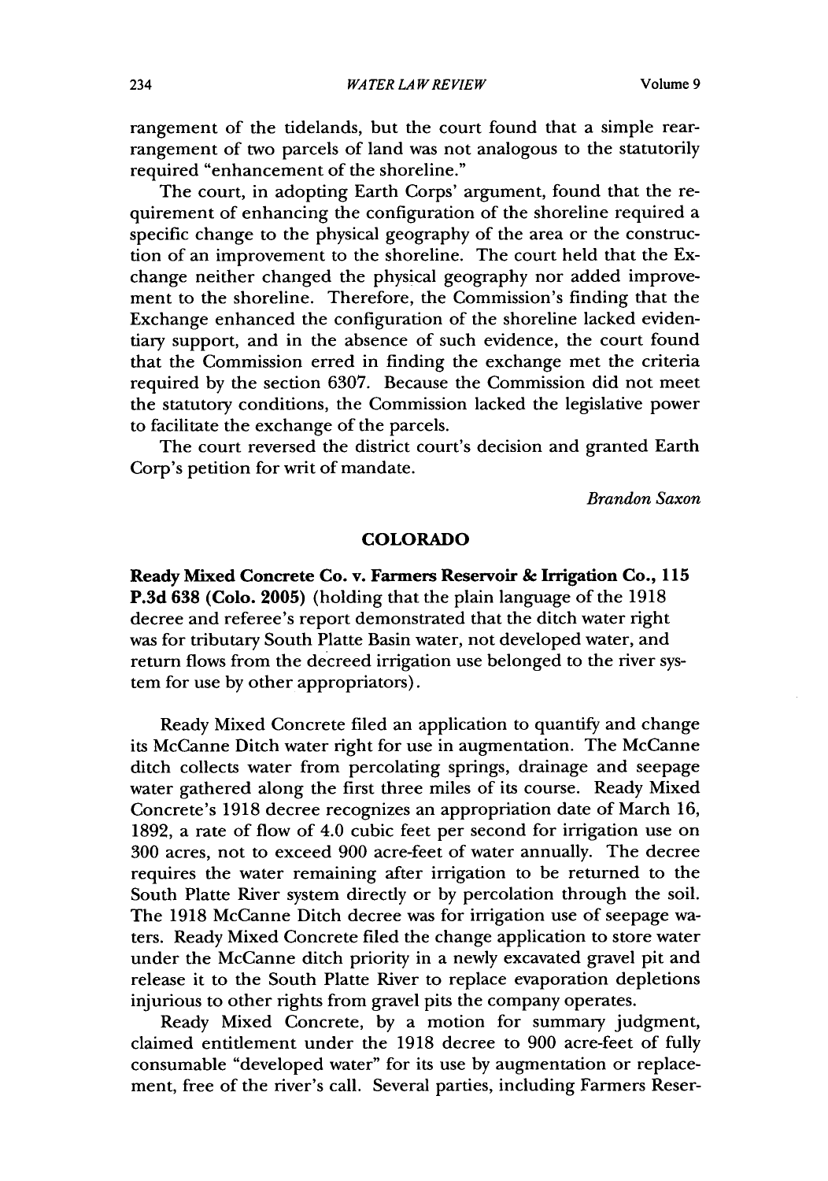rangement of the tidelands, but the court found that a simple rearrangement of two parcels of land was not analogous to the statutorily required "enhancement of the shoreline."

The court, in adopting Earth Corps' argument, found that the requirement of enhancing the configuration of the shoreline required a specific change to the physical geography of the area or the construction of an improvement to the shoreline. The court held that the Exchange neither changed the physical geography nor added improvement to the shoreline. Therefore, the Commission's finding that the Exchange enhanced the configuration of the shoreline lacked evidentiary support, and in the absence of such evidence, the court found that the Commission erred in finding the exchange met the criteria required by the section 6307. Because the Commission did not meet the statutory conditions, the Commission lacked the legislative power to facilitate the exchange of the parcels.

The court reversed the district court's decision and granted Earth Corp's petition for writ of mandate.

*Brandon Saxon*

## COLORADO

**Ready Mixed Concrete Co. v. Farmers Reservoir & Irrigation Co., 115 P.3d 638 (Colo. 2005)** (holding that the plain language of the 1918 decree and referee's report demonstrated that the ditch water right was for tributary South Platte Basin water, not developed water, and return flows from the decreed irrigation use belonged to the river system for use by other appropriators).

Ready Mixed Concrete filed an application to quantify and change its McCanne Ditch water right for use in augmentation. The McCanne ditch collects water from percolating springs, drainage and seepage water gathered along the first three miles of its course. Ready Mixed Concrete's 1918 decree recognizes an appropriation date of March 16, 1892, a rate of flow of 4.0 cubic feet per second for irrigation use on 300 acres, not to exceed 900 acre-feet of water annually. The decree requires the water remaining after irrigation to be returned to the South Platte River system directly or by percolation through the soil. The 1918 McCanne Ditch decree was for irrigation use of seepage waters. Ready Mixed Concrete filed the change application to store water under the McCanne ditch priority in a newly excavated gravel pit and release it to the South Platte River to replace evaporation depletions injurious to other rights from gravel pits the company operates.

Ready Mixed Concrete, by a motion for summary judgment, claimed entitlement under the 1918 decree to 900 acre-feet of fully consumable "developed water" for its use by augmentation or replacement, free of the river's call. Several parties, including Farmers Reser-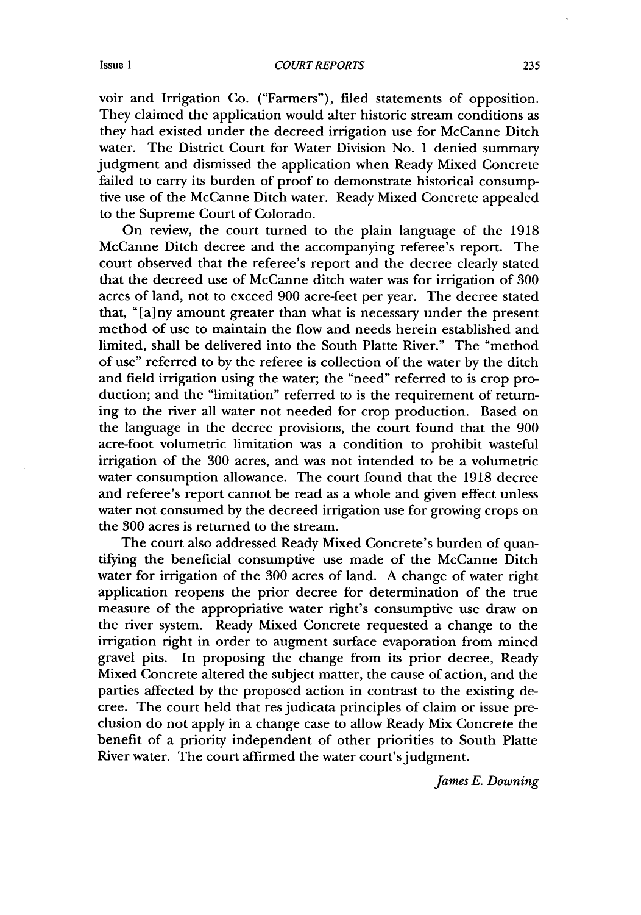voir and Irrigation Co. ("Farmers"), filed statements of opposition. They claimed the application would alter historic stream conditions as they had existed under the decreed irrigation use for McCanne Ditch water. The District Court for Water Division No. 1 denied summary judgment and dismissed the application when Ready Mixed Concrete failed to carry its burden of proof to demonstrate historical consumptive use of the McCanne Ditch water. Ready Mixed Concrete appealed to the Supreme Court of Colorado.

On review, the court turned to the plain language of the 1918 McCanne Ditch decree and the accompanying referee's report. The court observed that the referee's report and the decree clearly stated that the decreed use of McCanne ditch water was for irrigation of 300 acres of land, not to exceed 900 acre-feet per year. The decree stated that, "[a]ny amount greater than what is necessary under the present method of use to maintain the flow and needs herein established and limited, shall be delivered into the South Platte River." The "method of use" referred to by the referee is collection of the water by the ditch and field irrigation using the water; the "need" referred to is crop production; and the "limitation" referred to is the requirement of returning to the river all water not needed for crop production. Based on the language in the decree provisions, the court found that the 900 acre-foot volumetric limitation was a condition to prohibit wasteful irrigation of the 300 acres, and was not intended to be a volumetric water consumption allowance. The court found that the 1918 decree and referee's report cannot be read as a whole and given effect unless water not consumed by the decreed irrigation use for growing crops on the 300 acres is returned to the stream.

The court also addressed Ready Mixed Concrete's burden of quantifying the beneficial consumptive use made of the McCanne Ditch water for irrigation of the 300 acres of land. A change of water right application reopens the prior decree for determination of the true measure of the appropriative water right's consumptive use draw on the river system. Ready Mixed Concrete requested a change to the irrigation right in order to augment surface evaporation from mined gravel pits. In proposing the change from its prior decree, Ready Mixed Concrete altered the subject matter, the cause of action, and the parties affected by the proposed action in contrast to the existing decree. The court held that res judicata principles of claim or issue preclusion do not apply in a change case to allow Ready Mix Concrete the benefit of a priority independent of other priorities to South Platte River water. The court affirmed the water court's judgment.

*James E. Downing*